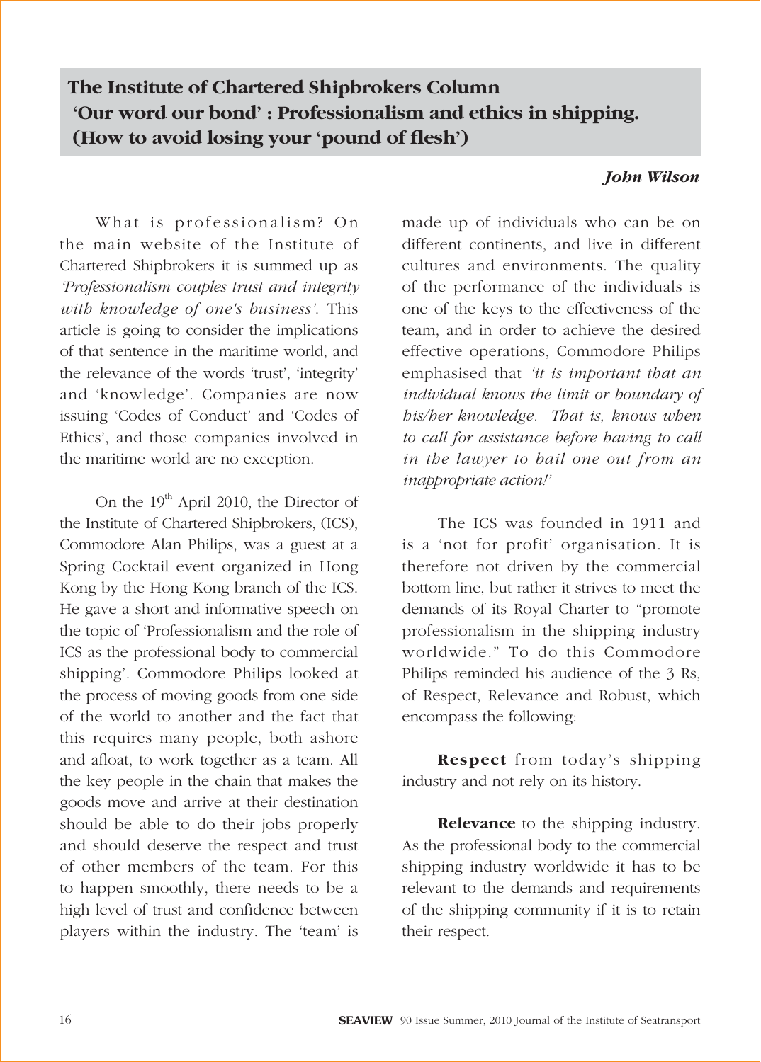# The Institute of Chartered Shipbrokers Column
## 'Our word our bond' : Professionalism and ethics in shipping. (How to avoid losing your 'pound of flesh')

***John Wilson***

What is professionalism? On the main website of the Institute of Chartered Shipbrokers it is summed up as *'Professionalism couples trust and integrity with knowledge of one's business'*. This article is going to consider the implications of that sentence in the maritime world, and the relevance of the words 'trust', 'integrity' and 'knowledge'. Companies are now issuing 'Codes of Conduct' and 'Codes of Ethics', and those companies involved in the maritime world are no exception.

On the 19th April 2010, the Director of the Institute of Chartered Shipbrokers, (ICS), Commodore Alan Philips, was a guest at a Spring Cocktail event organized in Hong Kong by the Hong Kong branch of the ICS. He gave a short and informative speech on the topic of 'Professionalism and the role of ICS as the professional body to commercial shipping'. Commodore Philips looked at the process of moving goods from one side of the world to another and the fact that this requires many people, both ashore and afloat, to work together as a team. All the key people in the chain that makes the goods move and arrive at their destination should be able to do their jobs properly and should deserve the respect and trust of other members of the team. For this to happen smoothly, there needs to be a high level of trust and confidence between players within the industry. The 'team' is made up of individuals who can be on different continents, and live in different cultures and environments. The quality of the performance of the individuals is one of the keys to the effectiveness of the team, and in order to achieve the desired effective operations, Commodore Philips emphasised that *'it is important that an individual knows the limit or boundary of his/her knowledge. That is, knows when to call for assistance before having to call in the lawyer to bail one out from an inappropriate action!'*

The ICS was founded in 1911 and is a 'not for profit' organisation. It is therefore not driven by the commercial bottom line, but rather it strives to meet the demands of its Royal Charter to "promote professionalism in the shipping industry worldwide." To do this Commodore Philips reminded his audience of the 3 Rs, of Respect, Relevance and Robust, which encompass the following:

**Respect** from today's shipping industry and not rely on its history.

**Relevance** to the shipping industry. As the professional body to the commercial shipping industry worldwide it has to be relevant to the demands and requirements of the shipping community if it is to retain their respect.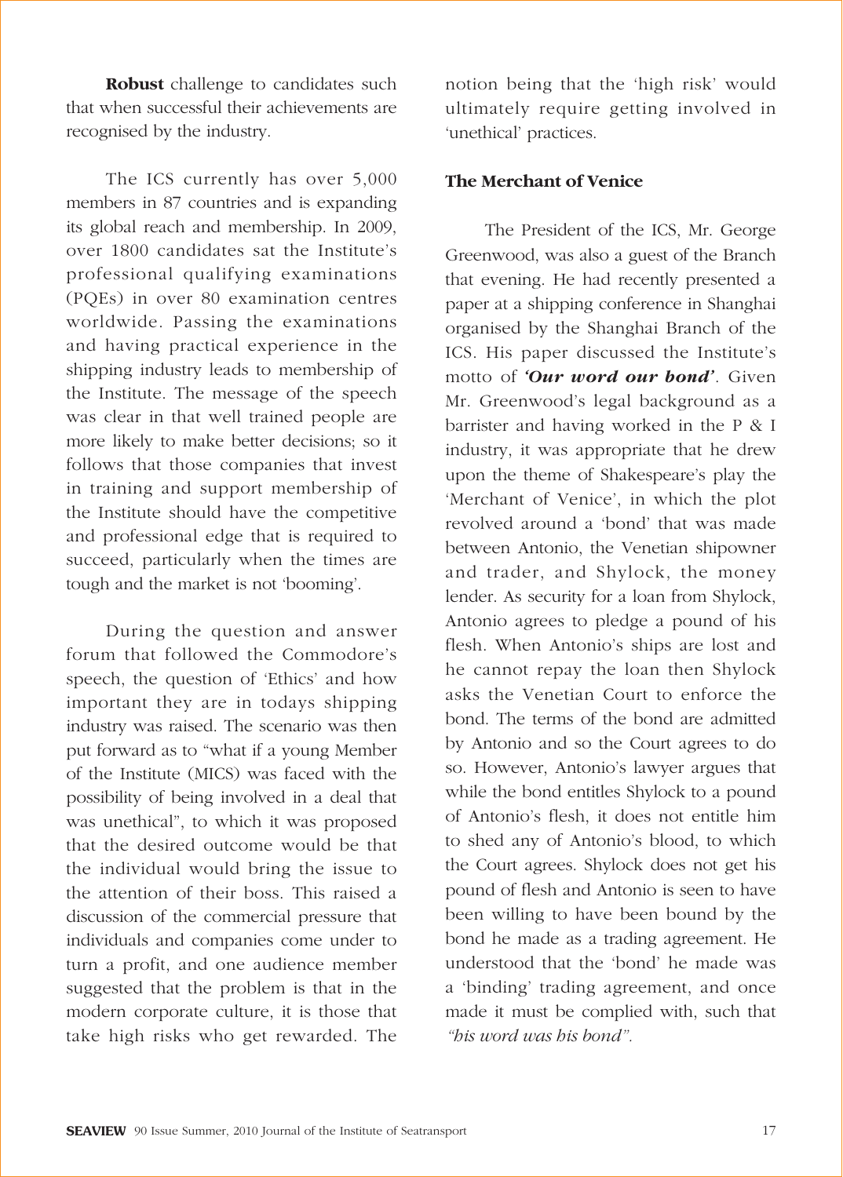**Robust** challenge to candidates such that when successful their achievements are recognised by the industry.

The ICS currently has over 5,000 members in 87 countries and is expanding its global reach and membership. In 2009, over 1800 candidates sat the Institute's professional qualifying examinations (PQEs) in over 80 examination centres worldwide. Passing the examinations and having practical experience in the shipping industry leads to membership of the Institute. The message of the speech was clear in that well trained people are more likely to make better decisions; so it follows that those companies that invest in training and support membership of the Institute should have the competitive and professional edge that is required to succeed, particularly when the times are tough and the market is not 'booming'.

During the question and answer forum that followed the Commodore's speech, the question of 'Ethics' and how important they are in todays shipping industry was raised. The scenario was then put forward as to "what if a young Member of the Institute (MICS) was faced with the possibility of being involved in a deal that was unethical", to which it was proposed that the desired outcome would be that the individual would bring the issue to the attention of their boss. This raised a discussion of the commercial pressure that individuals and companies come under to turn a profit, and one audience member suggested that the problem is that in the modern corporate culture, it is those that take high risks who get rewarded. The notion being that the 'high risk' would ultimately require getting involved in 'unethical' practices.

### The Merchant of Venice

The President of the ICS, Mr. George Greenwood, was also a guest of the Branch that evening. He had recently presented a paper at a shipping conference in Shanghai organised by the Shanghai Branch of the ICS. His paper discussed the Institute's motto of ***'Our word our bond'***. Given Mr. Greenwood's legal background as a barrister and having worked in the P & I industry, it was appropriate that he drew upon the theme of Shakespeare's play the 'Merchant of Venice', in which the plot revolved around a 'bond' that was made between Antonio, the Venetian shipowner and trader, and Shylock, the money lender. As security for a loan from Shylock, Antonio agrees to pledge a pound of his flesh. When Antonio's ships are lost and he cannot repay the loan then Shylock asks the Venetian Court to enforce the bond. The terms of the bond are admitted by Antonio and so the Court agrees to do so. However, Antonio's lawyer argues that while the bond entitles Shylock to a pound of Antonio's flesh, it does not entitle him to shed any of Antonio's blood, to which the Court agrees. Shylock does not get his pound of flesh and Antonio is seen to have been willing to have been bound by the bond he made as a trading agreement. He understood that the 'bond' he made was a 'binding' trading agreement, and once made it must be complied with, such that *"his word was his bond".*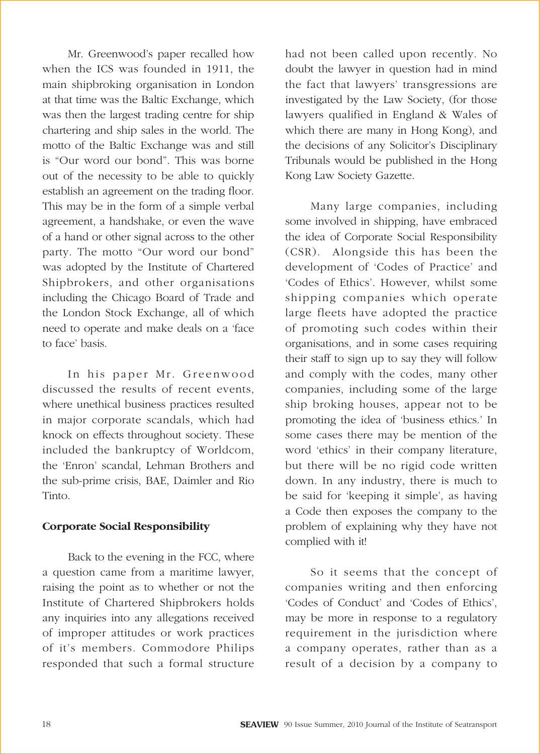Mr. Greenwood's paper recalled how when the ICS was founded in 1911, the main shipbroking organisation in London at that time was the Baltic Exchange, which was then the largest trading centre for ship chartering and ship sales in the world. The motto of the Baltic Exchange was and still is "Our word our bond". This was borne out of the necessity to be able to quickly establish an agreement on the trading floor. This may be in the form of a simple verbal agreement, a handshake, or even the wave of a hand or other signal across to the other party. The motto "Our word our bond" was adopted by the Institute of Chartered Shipbrokers, and other organisations including the Chicago Board of Trade and the London Stock Exchange, all of which need to operate and make deals on a 'face to face' basis.

In his paper Mr. Greenwood discussed the results of recent events, where unethical business practices resulted in major corporate scandals, which had knock on effects throughout society. These included the bankruptcy of Worldcom, the 'Enron' scandal, Lehman Brothers and the sub-prime crisis, BAE, Daimler and Rio Tinto.

**Corporate Social Responsibility**

Back to the evening in the FCC, where a question came from a maritime lawyer, raising the point as to whether or not the Institute of Chartered Shipbrokers holds any inquiries into any allegations received of improper attitudes or work practices of it's members. Commodore Philips responded that such a formal structure had not been called upon recently. No doubt the lawyer in question had in mind the fact that lawyers' transgressions are investigated by the Law Society, (for those lawyers qualified in England & Wales of which there are many in Hong Kong), and the decisions of any Solicitor's Disciplinary Tribunals would be published in the Hong Kong Law Society Gazette.

Many large companies, including some involved in shipping, have embraced the idea of Corporate Social Responsibility (CSR). Alongside this has been the development of 'Codes of Practice' and 'Codes of Ethics'. However, whilst some shipping companies which operate large fleets have adopted the practice of promoting such codes within their organisations, and in some cases requiring their staff to sign up to say they will follow and comply with the codes, many other companies, including some of the large ship broking houses, appear not to be promoting the idea of 'business ethics.' In some cases there may be mention of the word 'ethics' in their company literature, but there will be no rigid code written down. In any industry, there is much to be said for 'keeping it simple', as having a Code then exposes the company to the problem of explaining why they have not complied with it!

So it seems that the concept of companies writing and then enforcing 'Codes of Conduct' and 'Codes of Ethics', may be more in response to a regulatory requirement in the jurisdiction where a company operates, rather than as a result of a decision by a company to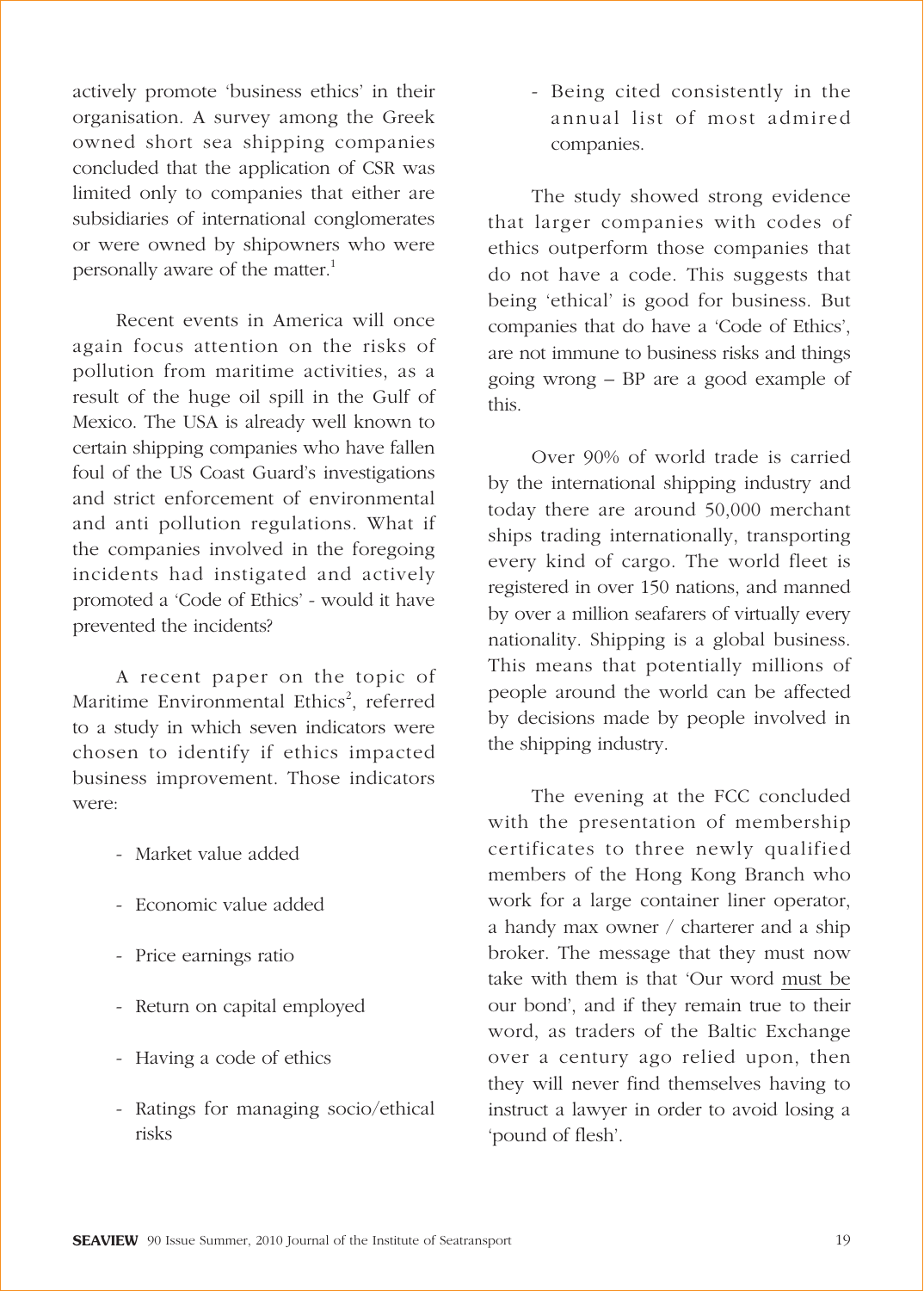actively promote 'business ethics' in their organisation. A survey among the Greek owned short sea shipping companies concluded that the application of CSR was limited only to companies that either are subsidiaries of international conglomerates or were owned by shipowners who were personally aware of the matter.[1]

Recent events in America will once again focus attention on the risks of pollution from maritime activities, as a result of the huge oil spill in the Gulf of Mexico. The USA is already well known to certain shipping companies who have fallen foul of the US Coast Guard's investigations and strict enforcement of environmental and anti pollution regulations. What if the companies involved in the foregoing incidents had instigated and actively promoted a 'Code of Ethics' - would it have prevented the incidents?

A recent paper on the topic of Maritime Environmental Ethics[2], referred to a study in which seven indicators were chosen to identify if ethics impacted business improvement. Those indicators were:

- Market value added
- Economic value added
- Price earnings ratio
- Return on capital employed
- Having a code of ethics
- Ratings for managing socio/ethical risks
- Being cited consistently in the annual list of most admired companies.

The study showed strong evidence that larger companies with codes of ethics outperform those companies that do not have a code. This suggests that being 'ethical' is good for business. But companies that do have a 'Code of Ethics', are not immune to business risks and things going wrong – BP are a good example of this.

Over 90% of world trade is carried by the international shipping industry and today there are around 50,000 merchant ships trading internationally, transporting every kind of cargo. The world fleet is registered in over 150 nations, and manned by over a million seafarers of virtually every nationality. Shipping is a global business. This means that potentially millions of people around the world can be affected by decisions made by people involved in the shipping industry.

The evening at the FCC concluded with the presentation of membership certificates to three newly qualified members of the Hong Kong Branch who work for a large container liner operator, a handy max owner / charterer and a ship broker. The message that they must now take with them is that 'Our word <u>must be</u> our bond', and if they remain true to their word, as traders of the Baltic Exchange over a century ago relied upon, then they will never find themselves having to instruct a lawyer in order to avoid losing a 'pound of flesh'.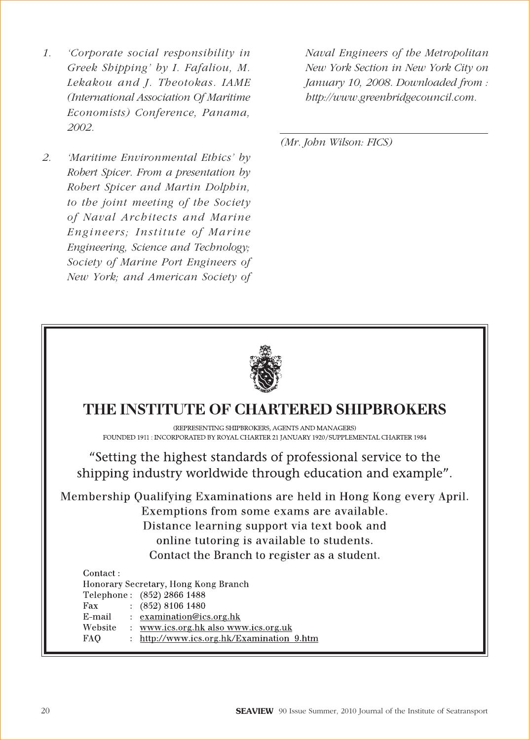1. *'Corporate social responsibility in Greek Shipping' by I. Fafaliou, M. Lekakou and J. Theotokas. IAME (International Association Of Maritime Economists) Conference, Panama, 2002.*

2. *'Maritime Environmental Ethics' by Robert Spicer. From a presentation by Robert Spicer and Martin Dolphin, to the joint meeting of the Society of Naval Architects and Marine Engineers; Institute of Marine Engineering, Science and Technology; Society of Marine Port Engineers of New York; and American Society of Naval Engineers of the Metropolitan New York Section in New York City on January 10, 2008. Downloaded from : http://www.greenbridgecouncil.com.*

---

*(Mr. John Wilson: FICS)*

---

# THE INSTITUTE OF CHARTERED SHIPBROKERS

(REPRESENTING SHIPBROKERS, AGENTS AND MANAGERS)
FOUNDED 1911 : INCORPORATED BY ROYAL CHARTER 21 JANUARY 1920/SUPPLEMENTAL CHARTER 1984

"Setting the highest standards of professional service to the shipping industry worldwide through education and example".

Membership Qualifying Examinations are held in Hong Kong every April.
Exemptions from some exams are available.
Distance learning support via text book and online tutoring is available to students.
Contact the Branch to register as a student.

Contact :
Honorary Secretary, Hong Kong Branch
Telephone : (852) 2866 1488
Fax : (852) 8106 1480
E-mail : examination@ics.org.hk
Website : www.ics.org.hk also www.ics.org.uk
FAQ : http://www.ics.org.hk/Examination_9.htm